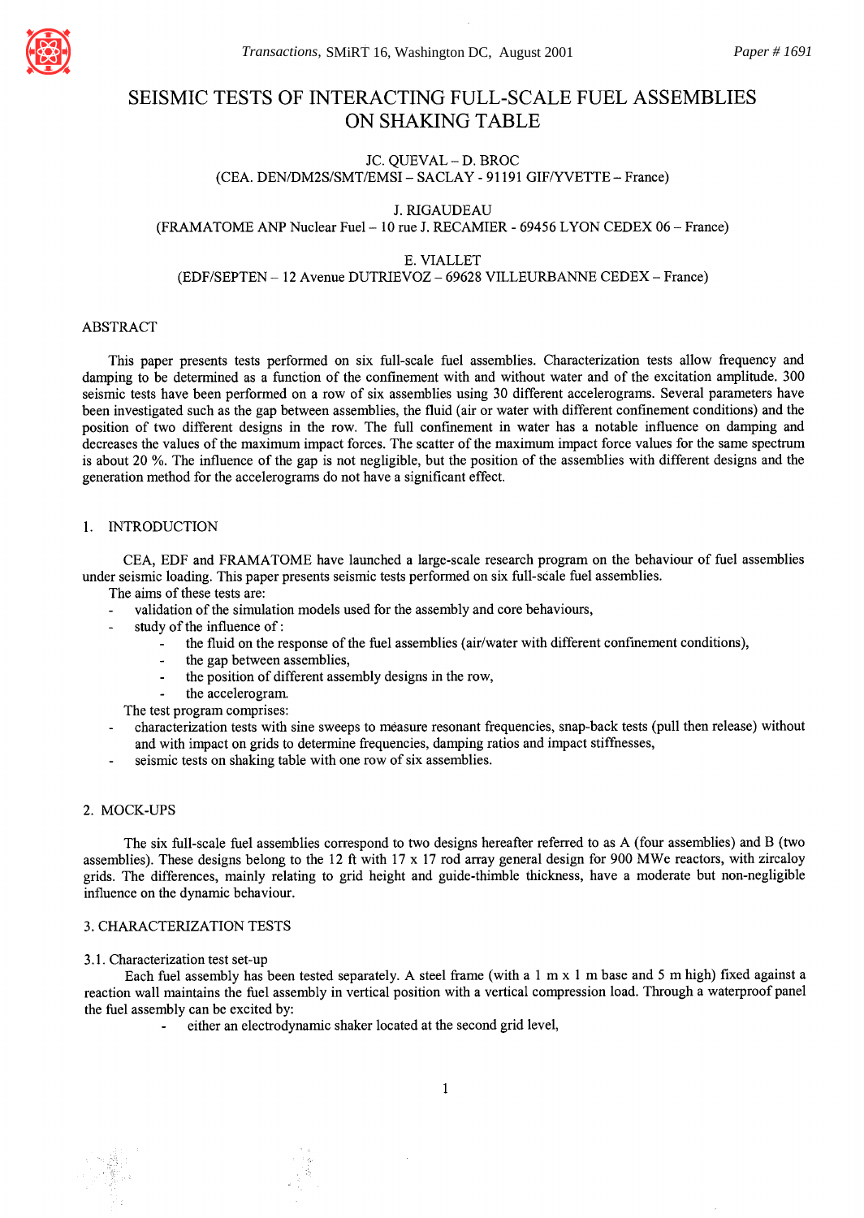# SEISMIC TESTS OF INTERACTING FULL-SCALE FUEL ASSEMBLIES ON SHAKING TABLE

JC. QUEVAL – D. BROC
(CEA. DEN/DM2S/SMT/EMSI – SACLAY - 91191 GIF/YVETTE – France)

J. RIGAUDEAU
(FRAMATOME ANP Nuclear Fuel – 10 rue J. RECAMIER - 69456 LYON CEDEX 06 – France)

E. VIALLET
(EDF/SEPTEN – 12 Avenue DUTRIEVOZ – 69628 VILLEURBANNE CEDEX – France)

## ABSTRACT

This paper presents tests performed on six full-scale fuel assemblies. Characterization tests allow frequency and damping to be determined as a function of the confinement with and without water and of the excitation amplitude. 300 seismic tests have been performed on a row of six assemblies using 30 different accelerograms. Several parameters have been investigated such as the gap between assemblies, the fluid (air or water with different confinement conditions) and the position of two different designs in the row. The full confinement in water has a notable influence on damping and decreases the values of the maximum impact forces. The scatter of the maximum impact force values for the same spectrum is about 20 %. The influence of the gap is not negligible, but the position of the assemblies with different designs and the generation method for the accelerograms do not have a significant effect.

## 1. INTRODUCTION

CEA, EDF and FRAMATOME have launched a large-scale research program on the behaviour of fuel assemblies under seismic loading. This paper presents seismic tests performed on six full-scale fuel assemblies.

The aims of these tests are:

- validation of the simulation models used for the assembly and core behaviours,
- study of the influence of :
  - the fluid on the response of the fuel assemblies (air/water with different confinement conditions),
  - the gap between assemblies,
  - the position of different assembly designs in the row,
  - the accelerogram.

The test program comprises:

- characterization tests with sine sweeps to measure resonant frequencies, snap-back tests (pull then release) without and with impact on grids to determine frequencies, damping ratios and impact stiffnesses,
- seismic tests on shaking table with one row of six assemblies.

## 2. MOCK-UPS

The six full-scale fuel assemblies correspond to two designs hereafter referred to as A (four assemblies) and B (two assemblies). These designs belong to the 12 ft with 17 x 17 rod array general design for 900 MWe reactors, with zircaloy grids. The differences, mainly relating to grid height and guide-thimble thickness, have a moderate but non-negligible influence on the dynamic behaviour.

## 3. CHARACTERIZATION TESTS

### 3.1. Characterization test set-up

Each fuel assembly has been tested separately. A steel frame (with a 1 m x 1 m base and 5 m high) fixed against a reaction wall maintains the fuel assembly in vertical position with a vertical compression load. Through a waterproof panel the fuel assembly can be excited by:

- either an electrodynamic shaker located at the second grid level,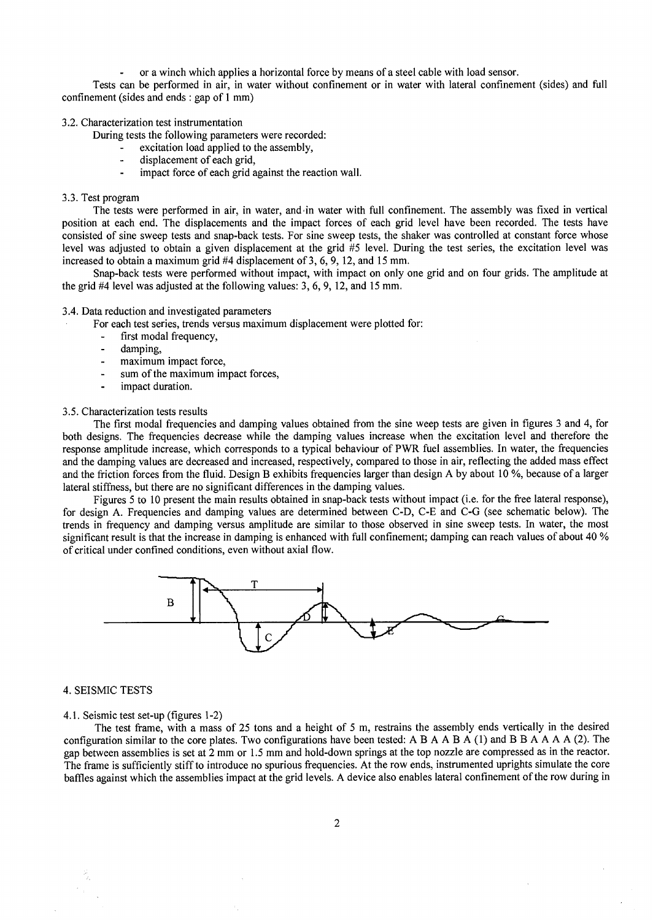- or a winch which applies a horizontal force by means of a steel cable with load sensor.

Tests can be performed in air, in water without confinement or in water with lateral confinement (sides) and full confinement (sides and ends : gap of 1 mm)

3.2. Characterization test instrumentation

During tests the following parameters were recorded:

- excitation load applied to the assembly,
- displacement of each grid,
- impact force of each grid against the reaction wall.

3.3. Test program

The tests were performed in air, in water, and in water with full confinement. The assembly was fixed in vertical position at each end. The displacements and the impact forces of each grid level have been recorded. The tests have consisted of sine sweep tests and snap-back tests. For sine sweep tests, the shaker was controlled at constant force whose level was adjusted to obtain a given displacement at the grid #5 level. During the test series, the excitation level was increased to obtain a maximum grid #4 displacement of 3, 6, 9, 12, and 15 mm.

Snap-back tests were performed without impact, with impact on only one grid and on four grids. The amplitude at the grid #4 level was adjusted at the following values: 3, 6, 9, 12, and 15 mm.

3.4. Data reduction and investigated parameters

For each test series, trends versus maximum displacement were plotted for:

- first modal frequency,
- damping,
- maximum impact force,
- sum of the maximum impact forces,
- impact duration.

3.5. Characterization tests results

The first modal frequencies and damping values obtained from the sine weep tests are given in figures 3 and 4, for both designs. The frequencies decrease while the damping values increase when the excitation level and therefore the response amplitude increase, which corresponds to a typical behaviour of PWR fuel assemblies. In water, the frequencies and the damping values are decreased and increased, respectively, compared to those in air, reflecting the added mass effect and the friction forces from the fluid. Design B exhibits frequencies larger than design A by about 10 %, because of a larger lateral stiffness, but there are no significant differences in the damping values.

Figures 5 to 10 present the main results obtained in snap-back tests without impact (i.e. for the free lateral response), for design A. Frequencies and damping values are determined between C-D, C-E and C-G (see schematic below). The trends in frequency and damping versus amplitude are similar to those observed in sine sweep tests. In water, the most significant result is that the increase in damping is enhanced with full confinement; damping can reach values of about 40 % of critical under confined conditions, even without axial flow.

4. SEISMIC TESTS

4.1. Seismic test set-up (figures 1-2)

The test frame, with a mass of 25 tons and a height of 5 m, restrains the assembly ends vertically in the desired configuration similar to the core plates. Two configurations have been tested: A B A A B A (1) and B B A A A A (2). The gap between assemblies is set at 2 mm or 1.5 mm and hold-down springs at the top nozzle are compressed as in the reactor. The frame is sufficiently stiff to introduce no spurious frequencies. At the row ends, instrumented uprights simulate the core baffles against which the assemblies impact at the grid levels. A device also enables lateral confinement of the row during in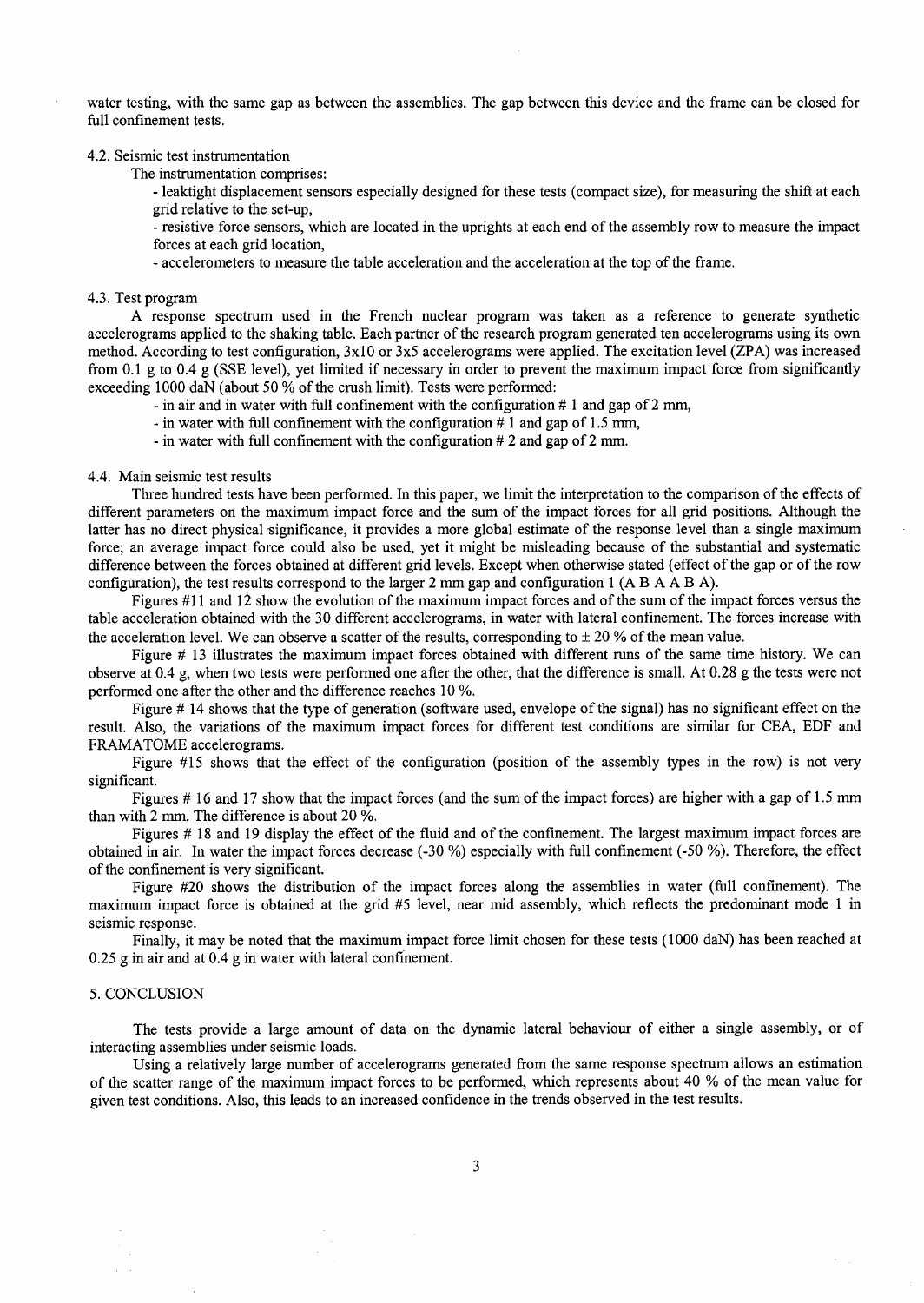water testing, with the same gap as between the assemblies. The gap between this device and the frame can be closed for full confinement tests.

### 4.2. Seismic test instrumentation

The instrumentation comprises:

- leaktight displacement sensors especially designed for these tests (compact size), for measuring the shift at each grid relative to the set-up,
- resistive force sensors, which are located in the uprights at each end of the assembly row to measure the impact forces at each grid location,
- accelerometers to measure the table acceleration and the acceleration at the top of the frame.

### 4.3. Test program

A response spectrum used in the French nuclear program was taken as a reference to generate synthetic accelerograms applied to the shaking table. Each partner of the research program generated ten accelerograms using its own method. According to test configuration, 3x10 or 3x5 accelerograms were applied. The excitation level (ZPA) was increased from 0.1 g to 0.4 g (SSE level), yet limited if necessary in order to prevent the maximum impact force from significantly exceeding 1000 daN (about 50 % of the crush limit). Tests were performed:

- in air and in water with full confinement with the configuration # 1 and gap of 2 mm,
- in water with full confinement with the configuration # 1 and gap of 1.5 mm,
- in water with full confinement with the configuration # 2 and gap of 2 mm.

### 4.4. Main seismic test results

Three hundred tests have been performed. In this paper, we limit the interpretation to the comparison of the effects of different parameters on the maximum impact force and the sum of the impact forces for all grid positions. Although the latter has no direct physical significance, it provides a more global estimate of the response level than a single maximum force; an average impact force could also be used, yet it might be misleading because of the substantial and systematic difference between the forces obtained at different grid levels. Except when otherwise stated (effect of the gap or of the row configuration), the test results correspond to the larger 2 mm gap and configuration 1 (A B A A B A).

Figures #11 and 12 show the evolution of the maximum impact forces and of the sum of the impact forces versus the table acceleration obtained with the 30 different accelerograms, in water with lateral confinement. The forces increase with the acceleration level. We can observe a scatter of the results, corresponding to $\pm$ 20 % of the mean value.

Figure # 13 illustrates the maximum impact forces obtained with different runs of the same time history. We can observe at 0.4 g, when two tests were performed one after the other, that the difference is small. At 0.28 g the tests were not performed one after the other and the difference reaches 10 %.

Figure # 14 shows that the type of generation (software used, envelope of the signal) has no significant effect on the result. Also, the variations of the maximum impact forces for different test conditions are similar for CEA, EDF and FRAMATOME accelerograms.

Figure #15 shows that the effect of the configuration (position of the assembly types in the row) is not very significant.

Figures # 16 and 17 show that the impact forces (and the sum of the impact forces) are higher with a gap of 1.5 mm than with 2 mm. The difference is about 20 %.

Figures # 18 and 19 display the effect of the fluid and of the confinement. The largest maximum impact forces are obtained in air. In water the impact forces decrease (-30 %) especially with full confinement (-50 %). Therefore, the effect of the confinement is very significant.

Figure #20 shows the distribution of the impact forces along the assemblies in water (full confinement). The maximum impact force is obtained at the grid #5 level, near mid assembly, which reflects the predominant mode 1 in seismic response.

Finally, it may be noted that the maximum impact force limit chosen for these tests (1000 daN) has been reached at 0.25 g in air and at 0.4 g in water with lateral confinement.

## 5. CONCLUSION

The tests provide a large amount of data on the dynamic lateral behaviour of either a single assembly, or of interacting assemblies under seismic loads.

Using a relatively large number of accelerograms generated from the same response spectrum allows an estimation of the scatter range of the maximum impact forces to be performed, which represents about 40 % of the mean value for given test conditions. Also, this leads to an increased confidence in the trends observed in the test results.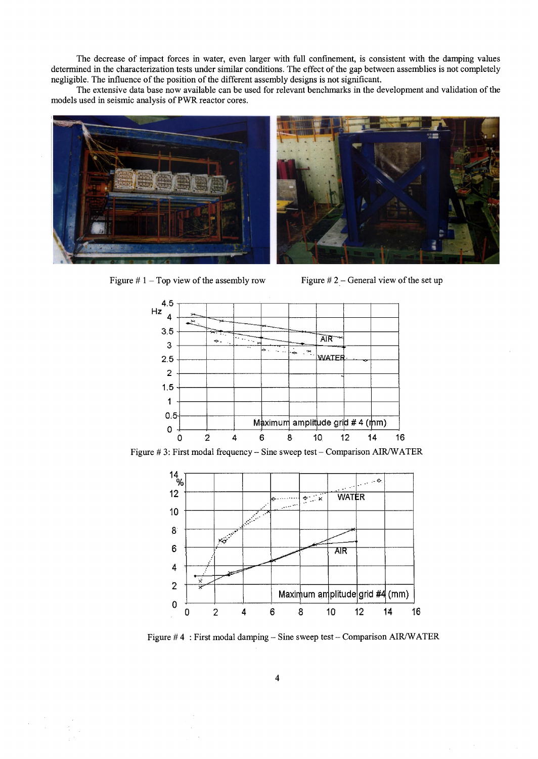The decrease of impact forces in water, even larger with full confinement, is consistent with the damping values determined in the characterization tests under similar conditions. The effect of the gap between assemblies is not completely negligible. The influence of the position of the different assembly designs is not significant.

The extensive data base now available can be used for relevant benchmarks in the development and validation of the models used in seismic analysis of PWR reactor cores.

Figure # 1 – Top view of the assembly row

Figure # 2 – General view of the set up

Figure # 3: First modal frequency – Sine sweep test – Comparison AIR/WATER

Figure # 4 : First modal damping – Sine sweep test – Comparison AIR/WATER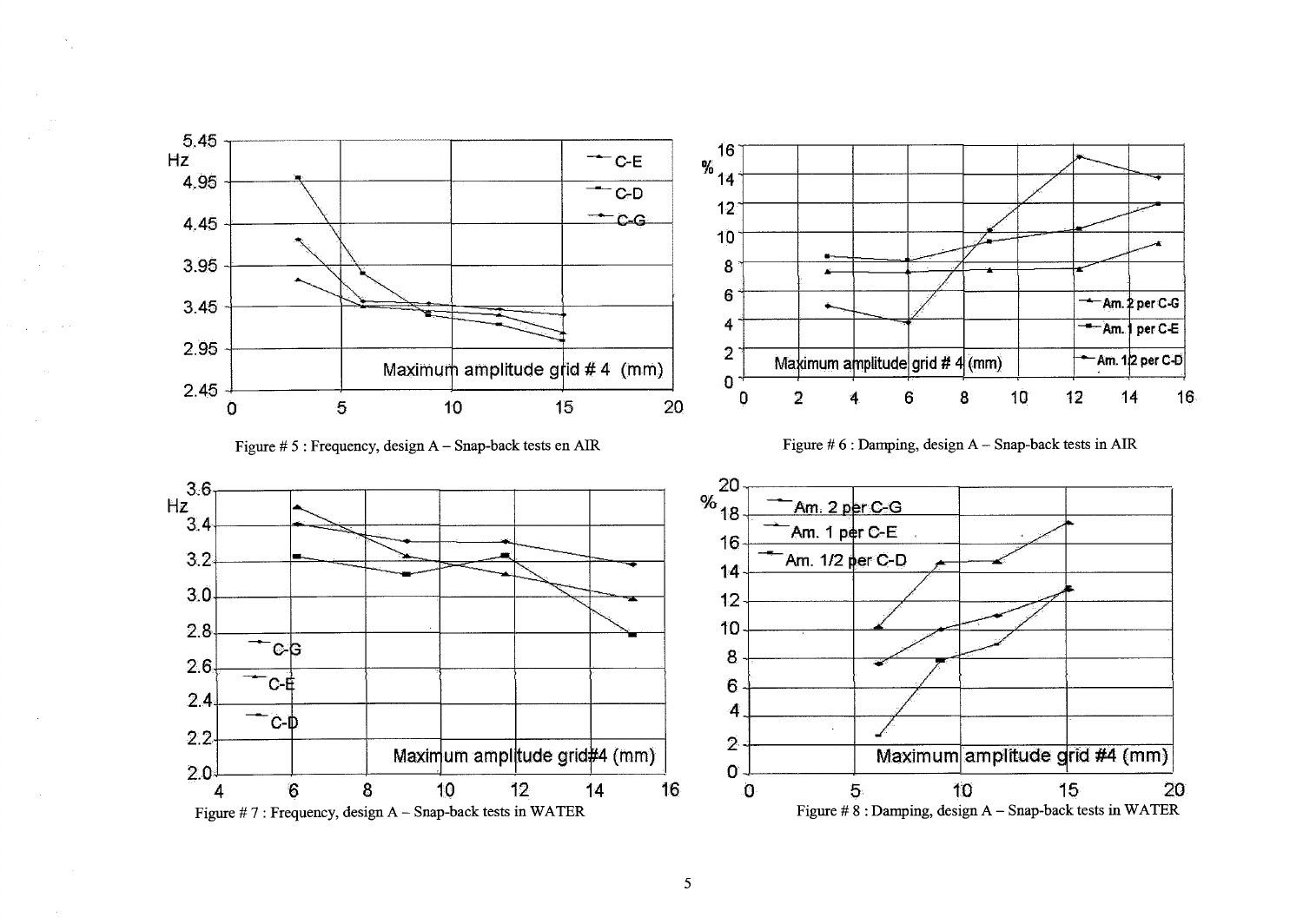Figure # 5 : Frequency, design A – Snap-back tests en AIR

Figure # 6 : Damping, design A – Snap-back tests in AIR

Figure # 7 : Frequency, design A – Snap-back tests in WATER

Figure # 8 : Damping, design A – Snap-back tests in WATER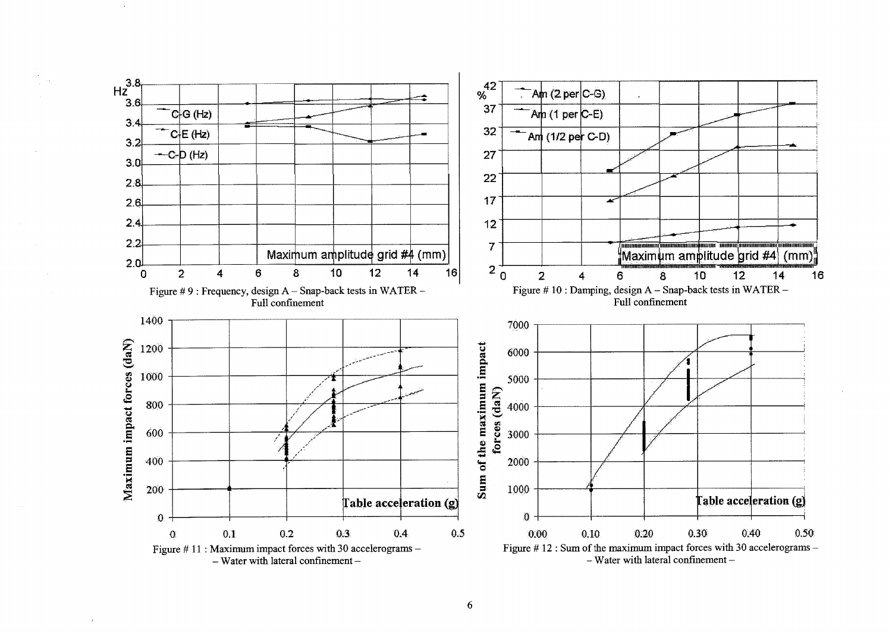Figure # 9 : Frequency, design A – Snap-back tests in WATER – Full confinement

Figure # 10 : Damping, design A – Snap-back tests in WATER – Full confinement

Figure # 11 : Maximum impact forces with 30 accelerograms – – Water with lateral confinement –

Figure # 12 : Sum of the maximum impact forces with 30 accelerograms – – Water with lateral confinement –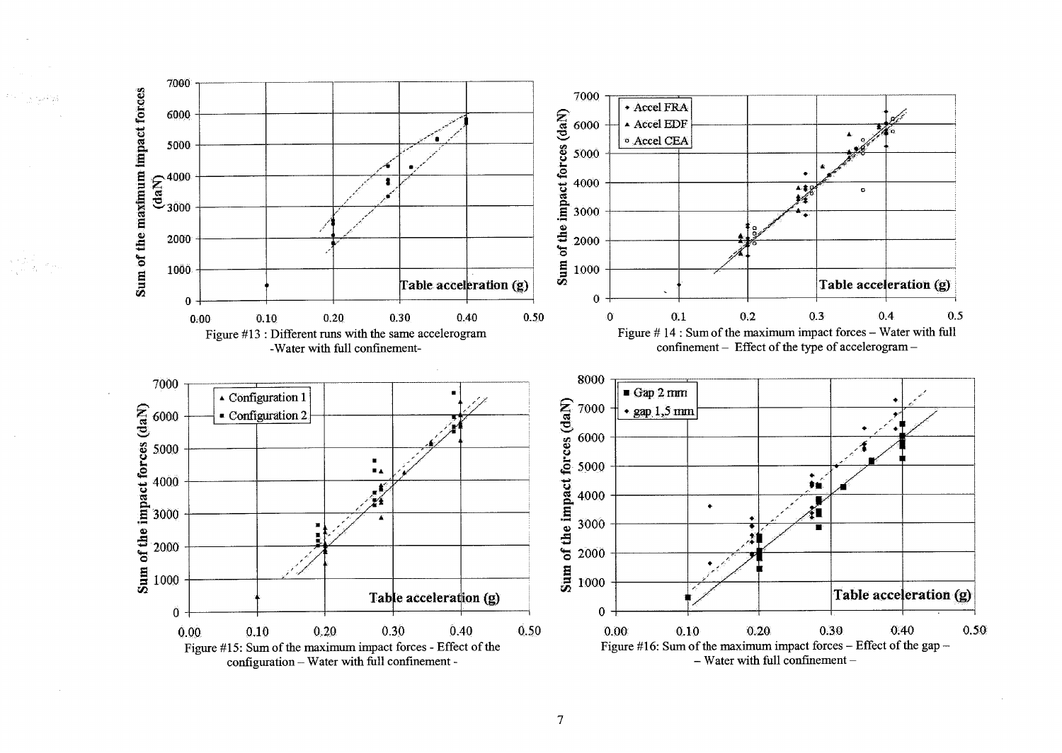Figure #13 : Different runs with the same accelerogram -Water with full confinement-

Figure # 14 : Sum of the maximum impact forces – Water with full confinement – Effect of the type of accelerogram –

Figure #15: Sum of the maximum impact forces - Effect of the configuration – Water with full confinement -

Figure #16: Sum of the maximum impact forces – Effect of the gap – – Water with full confinement –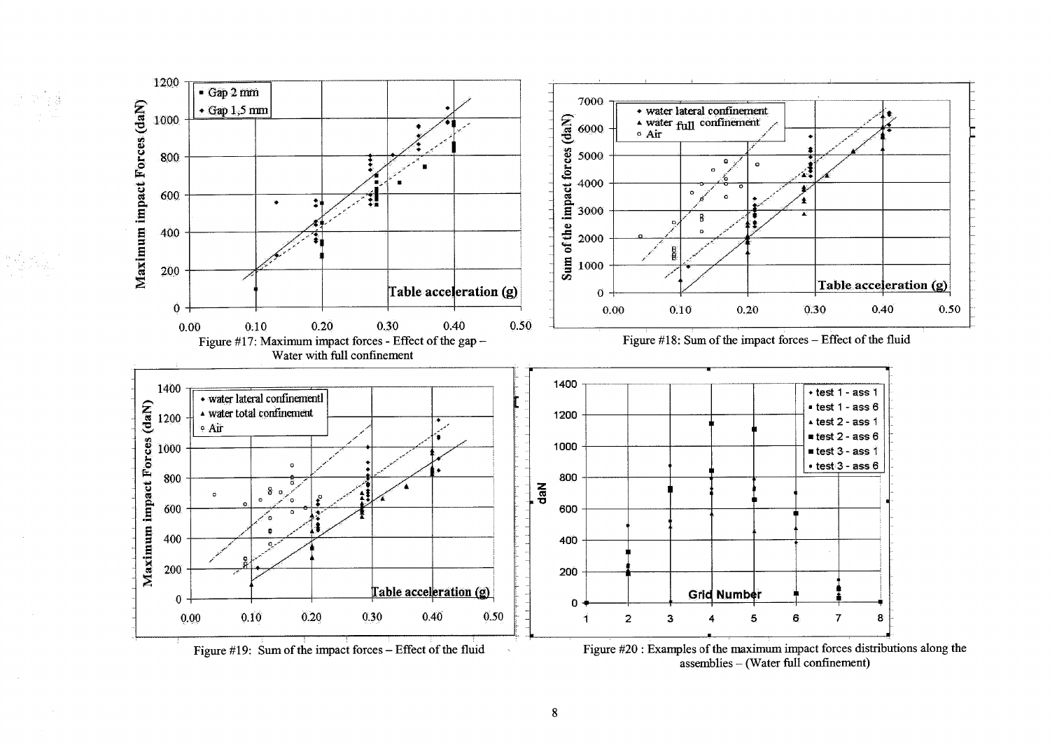1200
1000
800
600
400
200
0

Maximum impact Forces (daN)

▪ Gap 2 mm
♦ Gap 1,5 mm

Table acceleration (g)

0.00 0.10 0.20 0.30 0.40 0.50

Figure #17: Maximum impact forces - Effect of the gap – Water with full confinement

7000
6000
5000
4000
3000
2000
1000
0

Sum of the impact forces (daN)

♦ water lateral confinement
▲ water full confinement
○ Air

Table acceleration (g)

0.00 0.10 0.20 0.30 0.40 0.50

Figure #18: Sum of the impact forces – Effect of the fluid

1400
1200
1000
800
600
400
200
0

Maximum impact Forces (daN)

♦ water lateral confinementl
▲ water total confinement
○ Air

Table acceleration (g)

0.00 0.10 0.20 0.30 0.40 0.50

Figure #19: Sum of the impact forces – Effect of the fluid

1400
1200
1000
800
600
400
200
0

daN

♦ test 1 - ass 1
▪ test 1 - ass 6
▲ test 2 - ass 1
■ test 2 - ass 6
■ test 3 - ass 1
• test 3 - ass 6

Grid Number

1 2 3 4 5 6 7 8

Figure #20 : Examples of the maximum impact forces distributions along the assemblies – (Water full confinement)